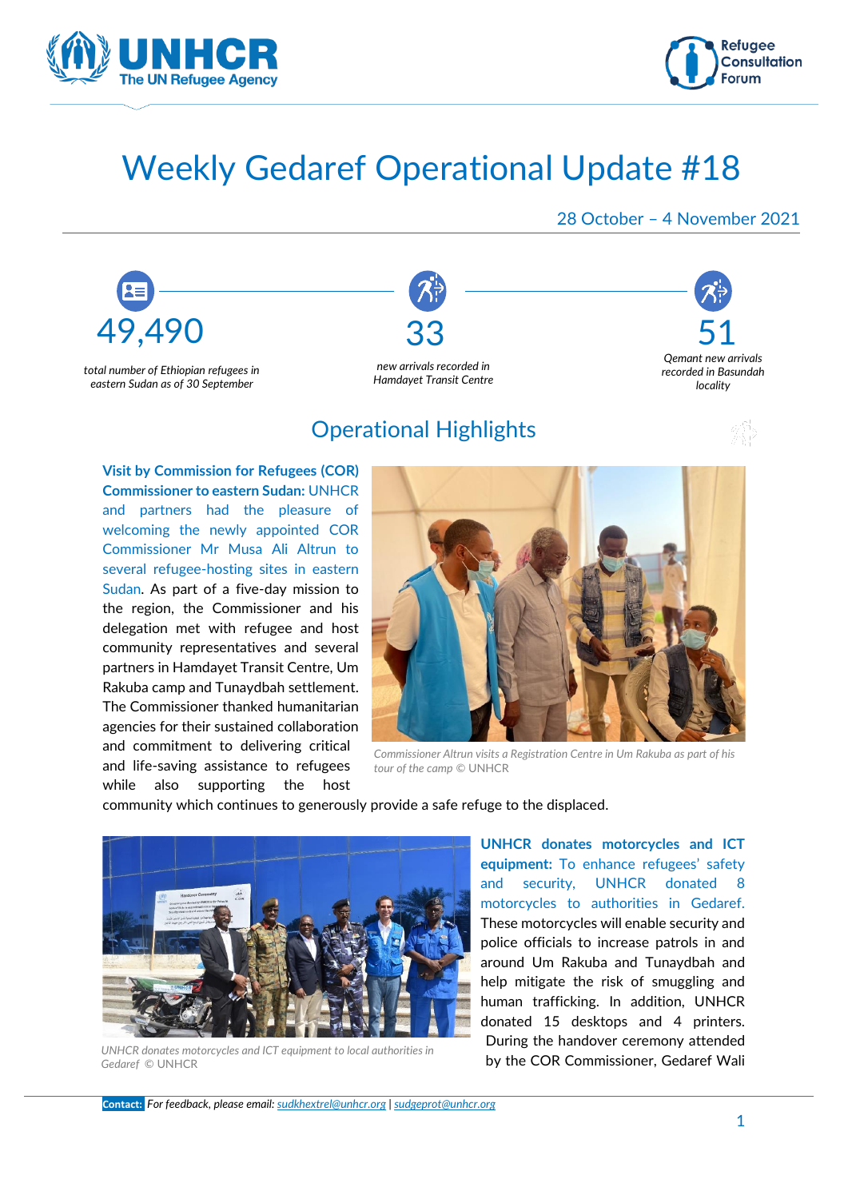# Weekly Gedaref Operational Update #18

28 October – 4 November 2021

**49,490**
*total number of Ethiopian refugees in eastern Sudan as of 30 September*

**33**
*new arrivals recorded in Hamdayet Transit Centre*

**51**
*Qemant new arrivals recorded in Basundah locality*

## Operational Highlights

**Visit by Commission for Refugees (COR) Commissioner to eastern Sudan:** UNHCR and partners had the pleasure of welcoming the newly appointed COR Commissioner Mr Musa Ali Altrun to several refugee-hosting sites in eastern Sudan. As part of a five-day mission to the region, the Commissioner and his delegation met with refugee and host community representatives and several partners in Hamdayet Transit Centre, Um Rakuba camp and Tunaydbah settlement. The Commissioner thanked humanitarian agencies for their sustained collaboration and commitment to delivering critical and life-saving assistance to refugees while also supporting the host community which continues to generously provide a safe refuge to the displaced.

*Commissioner Altrun visits a Registration Centre in Um Rakuba as part of his tour of the camp © UNHCR*

**UNHCR donates motorcycles and ICT equipment:** To enhance refugees' safety and security, UNHCR donated 8 motorcycles to authorities in Gedaref. These motorcycles will enable security and police officials to increase patrols in and around Um Rakuba and Tunaydbah and help mitigate the risk of smuggling and human trafficking. In addition, UNHCR donated 15 desktops and 4 printers. During the handover ceremony attended by the COR Commissioner, Gedaref Wali

*UNHCR donates motorcycles and ICT equipment to local authorities in Gedaref © UNHCR*

**Contact:** *For feedback, please email: sudkhextrel@unhcr.org | sudgeprot@unhcr.org*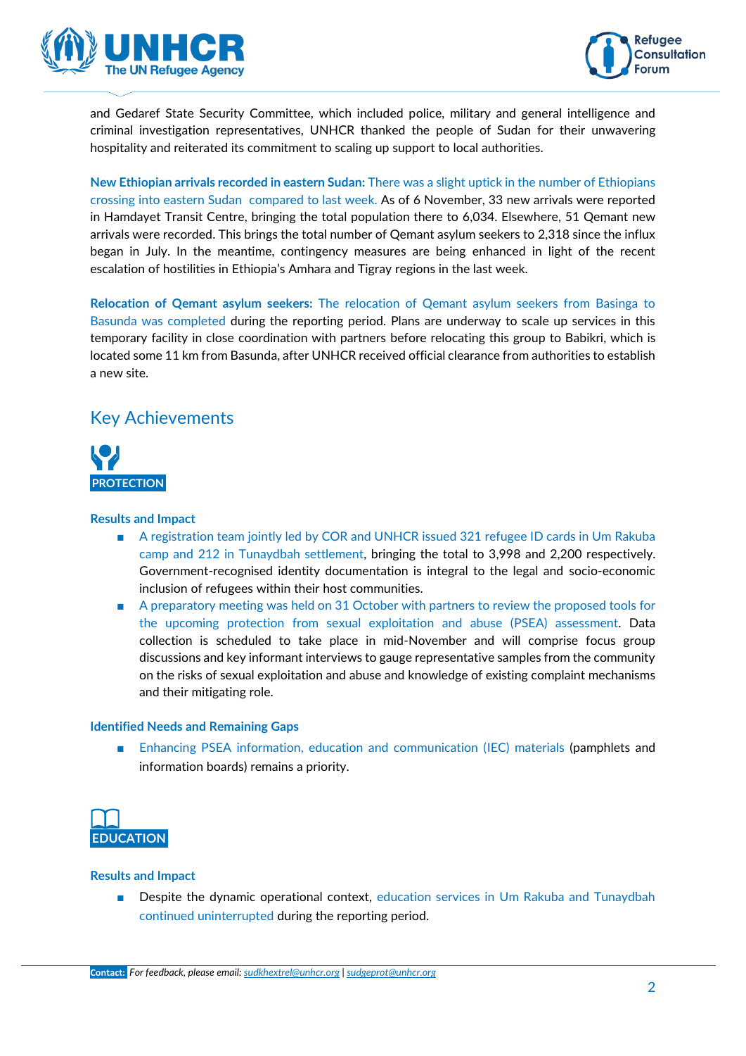and Gedaref State Security Committee, which included police, military and general intelligence and criminal investigation representatives, UNHCR thanked the people of Sudan for their unwavering hospitality and reiterated its commitment to scaling up support to local authorities.

**New Ethiopian arrivals recorded in eastern Sudan:** There was a slight uptick in the number of Ethiopians crossing into eastern Sudan compared to last week. As of 6 November, 33 new arrivals were reported in Hamdayet Transit Centre, bringing the total population there to 6,034. Elsewhere, 51 Qemant new arrivals were recorded. This brings the total number of Qemant asylum seekers to 2,318 since the influx began in July. In the meantime, contingency measures are being enhanced in light of the recent escalation of hostilities in Ethiopia's Amhara and Tigray regions in the last week.

**Relocation of Qemant asylum seekers:** The relocation of Qemant asylum seekers from Basinga to Basunda was completed during the reporting period. Plans are underway to scale up services in this temporary facility in close coordination with partners before relocating this group to Babikri, which is located some 11 km from Basunda, after UNHCR received official clearance from authorities to establish a new site.

## Key Achievements

### PROTECTION

#### Results and Impact

- A registration team jointly led by COR and UNHCR issued 321 refugee ID cards in Um Rakuba camp and 212 in Tunaydbah settlement, bringing the total to 3,998 and 2,200 respectively. Government-recognised identity documentation is integral to the legal and socio-economic inclusion of refugees within their host communities.
- A preparatory meeting was held on 31 October with partners to review the proposed tools for the upcoming protection from sexual exploitation and abuse (PSEA) assessment. Data collection is scheduled to take place in mid-November and will comprise focus group discussions and key informant interviews to gauge representative samples from the community on the risks of sexual exploitation and abuse and knowledge of existing complaint mechanisms and their mitigating role.

#### Identified Needs and Remaining Gaps

- Enhancing PSEA information, education and communication (IEC) materials (pamphlets and information boards) remains a priority.

### EDUCATION

#### Results and Impact

- Despite the dynamic operational context, education services in Um Rakuba and Tunaydbah continued uninterrupted during the reporting period.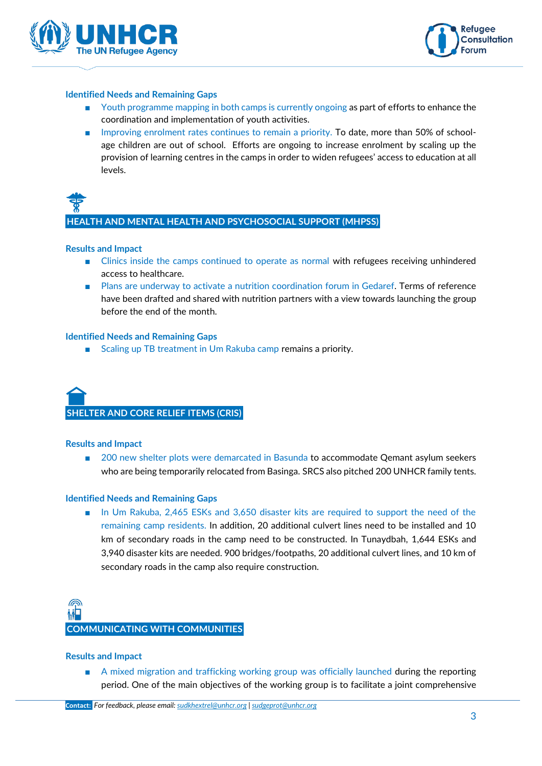### Identified Needs and Remaining Gaps

- Youth programme mapping in both camps is currently ongoing as part of efforts to enhance the coordination and implementation of youth activities.
- Improving enrolment rates continues to remain a priority. To date, more than 50% of school-age children are out of school. Efforts are ongoing to increase enrolment by scaling up the provision of learning centres in the camps in order to widen refugees' access to education at all levels.

## HEALTH AND MENTAL HEALTH AND PSYCHOSOCIAL SUPPORT (MHPSS)

### Results and Impact

- Clinics inside the camps continued to operate as normal with refugees receiving unhindered access to healthcare.
- Plans are underway to activate a nutrition coordination forum in Gedaref. Terms of reference have been drafted and shared with nutrition partners with a view towards launching the group before the end of the month.

### Identified Needs and Remaining Gaps

- Scaling up TB treatment in Um Rakuba camp remains a priority.

## SHELTER AND CORE RELIEF ITEMS (CRIS)

### Results and Impact

- 200 new shelter plots were demarcated in Basunda to accommodate Qemant asylum seekers who are being temporarily relocated from Basinga. SRCS also pitched 200 UNHCR family tents.

### Identified Needs and Remaining Gaps

- In Um Rakuba, 2,465 ESKs and 3,650 disaster kits are required to support the need of the remaining camp residents. In addition, 20 additional culvert lines need to be installed and 10 km of secondary roads in the camp need to be constructed. In Tunaydbah, 1,644 ESKs and 3,940 disaster kits are needed. 900 bridges/footpaths, 20 additional culvert lines, and 10 km of secondary roads in the camp also require construction.

## COMMUNICATING WITH COMMUNITIES

### Results and Impact

- A mixed migration and trafficking working group was officially launched during the reporting period. One of the main objectives of the working group is to facilitate a joint comprehensive

**Contact:** *For feedback, please email: sudkhextrel@unhcr.org | sudgeprot@unhcr.org*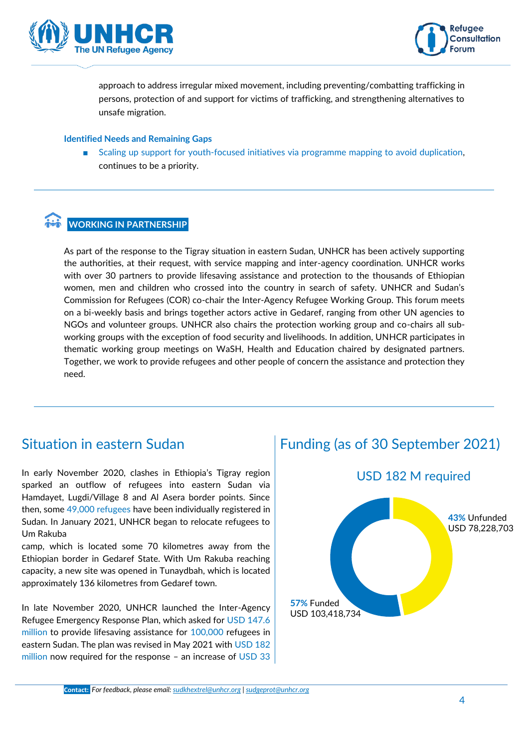approach to address irregular mixed movement, including preventing/combatting trafficking in persons, protection of and support for victims of trafficking, and strengthening alternatives to unsafe migration.

**Identified Needs and Remaining Gaps**

- Scaling up support for youth-focused initiatives via programme mapping to avoid duplication, continues to be a priority.

## WORKING IN PARTNERSHIP

As part of the response to the Tigray situation in eastern Sudan, UNHCR has been actively supporting the authorities, at their request, with service mapping and inter-agency coordination. UNHCR works with over 30 partners to provide lifesaving assistance and protection to the thousands of Ethiopian women, men and children who crossed into the country in search of safety. UNHCR and Sudan's Commission for Refugees (COR) co-chair the Inter-Agency Refugee Working Group. This forum meets on a bi-weekly basis and brings together actors active in Gedaref, ranging from other UN agencies to NGOs and volunteer groups. UNHCR also chairs the protection working group and co-chairs all sub-working groups with the exception of food security and livelihoods. In addition, UNHCR participates in thematic working group meetings on WaSH, Health and Education chaired by designated partners. Together, we work to provide refugees and other people of concern the assistance and protection they need.

## Situation in eastern Sudan

In early November 2020, clashes in Ethiopia's Tigray region sparked an outflow of refugees into eastern Sudan via Hamdayet, Lugdi/Village 8 and Al Asera border points. Since then, some 49,000 refugees have been individually registered in Sudan. In January 2021, UNHCR began to relocate refugees to Um Rakuba camp, which is located some 70 kilometres away from the Ethiopian border in Gedaref State. With Um Rakuba reaching capacity, a new site was opened in Tunaydbah, which is located approximately 136 kilometres from Gedaref town.

In late November 2020, UNHCR launched the Inter-Agency Refugee Emergency Response Plan, which asked for USD 147.6 million to provide lifesaving assistance for 100,000 refugees in eastern Sudan. The plan was revised in May 2021 with USD 182 million now required for the response – an increase of USD 33

## Funding (as of 30 September 2021)

### USD 182 M required

**43%** Unfunded
USD 78,228,703

**57%** Funded
USD 103,418,734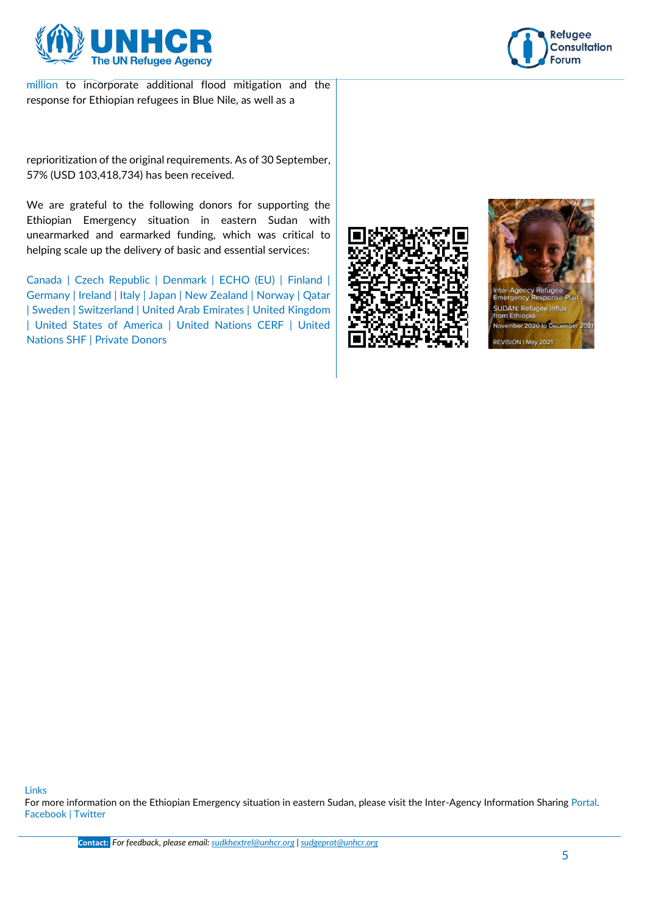million to incorporate additional flood mitigation and the response for Ethiopian refugees in Blue Nile, as well as a reprioritization of the original requirements. As of 30 September, 57% (USD 103,418,734) has been received.

We are grateful to the following donors for supporting the Ethiopian Emergency situation in eastern Sudan with unearmarked and earmarked funding, which was critical to helping scale up the delivery of basic and essential services:

Canada | Czech Republic | Denmark | ECHO (EU) | Finland | Germany | Ireland | Italy | Japan | New Zealand | Norway | Qatar | Sweden | Switzerland | United Arab Emirates | United Kingdom | United States of America | United Nations CERF | United Nations SHF | Private Donors

Inter-Agency Refugee Emergency Response Plan
SUDAN: Refugee influx from Ethiopia
November 2020 to December 2021
REVISION | May 2021

Links

For more information on the Ethiopian Emergency situation in eastern Sudan, please visit the Inter-Agency Information Sharing Portal.

Facebook | Twitter

**Contact:** *For feedback, please email: sudkhextrel@unhcr.org | sudgeprot@unhcr.org*